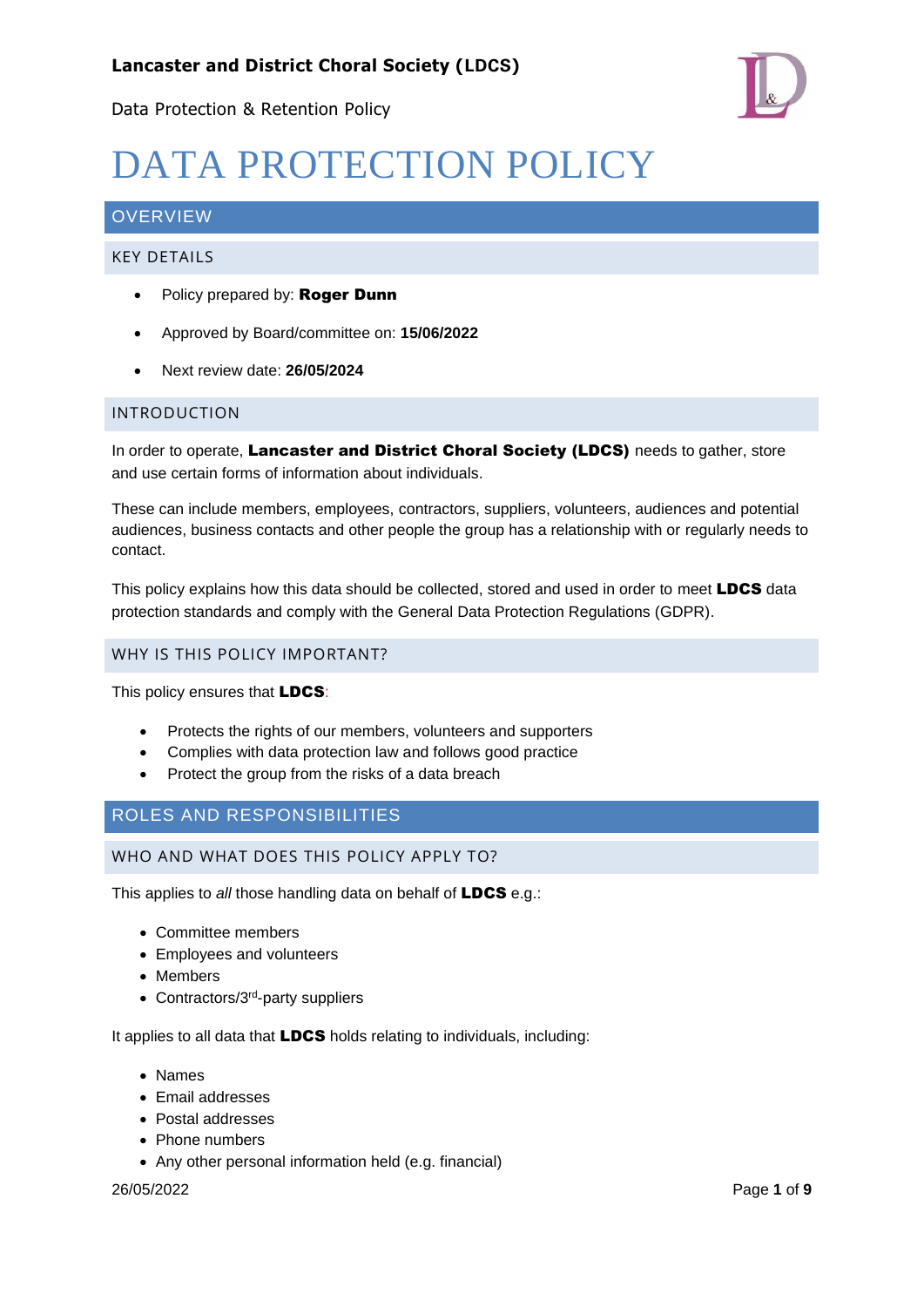# DATA PROTECTION POLICY

## OVERVIEW

### KEY DETAILS

- Policy prepared by: **Roger Dunn**
- Approved by Board/committee on: **15/06/2022**
- Next review date: **26/05/2024**

### INTRODUCTION

In order to operate, **Lancaster and District Choral Society (LDCS)** needs to gather, store and use certain forms of information about individuals.

These can include members, employees, contractors, suppliers, volunteers, audiences and potential audiences, business contacts and other people the group has a relationship with or regularly needs to contact.

This policy explains how this data should be collected, stored and used in order to meet **LDCS** data protection standards and comply with the General Data Protection Regulations (GDPR).

### WHY IS THIS POLICY IMPORTANT?

This policy ensures that **LDCS**:

- Protects the rights of our members, volunteers and supporters
- Complies with data protection law and follows good practice
- Protect the group from the risks of a data breach

## ROLES AND RESPONSIBILITIES

### WHO AND WHAT DOES THIS POLICY APPLY TO?

This applies to *all* those handling data on behalf of **LDCS** e.g.:

- Committee members
- Employees and volunteers
- Members
- Contractors/3rd-party suppliers

It applies to all data that **LDCS** holds relating to individuals, including:

- Names
- Email addresses
- Postal addresses
- Phone numbers
- Any other personal information held (e.g. financial)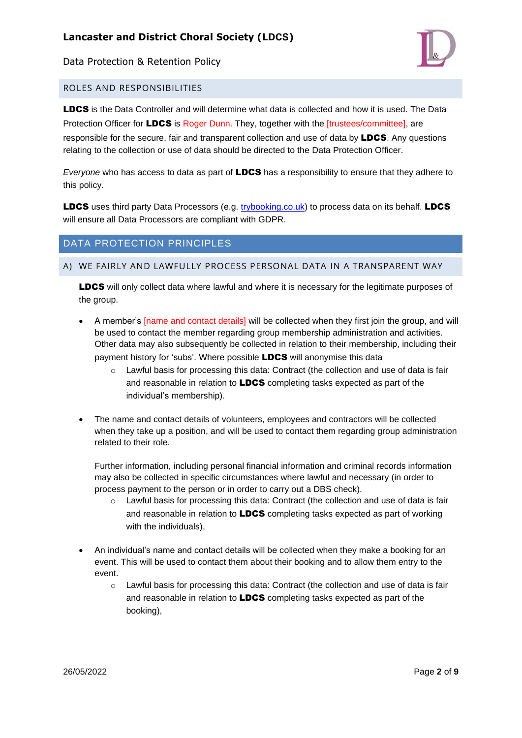## ROLES AND RESPONSIBILITIES

**LDCS** is the Data Controller and will determine what data is collected and how it is used. The Data Protection Officer for **LDCS** is Roger Dunn. They, together with the [trustees/committee], are responsible for the secure, fair and transparent collection and use of data by **LDCS**. Any questions relating to the collection or use of data should be directed to the Data Protection Officer.

*Everyone* who has access to data as part of **LDCS** has a responsibility to ensure that they adhere to this policy.

**LDCS** uses third party Data Processors (e.g. trybooking.co.uk) to process data on its behalf. **LDCS** will ensure all Data Processors are compliant with GDPR.

## DATA PROTECTION PRINCIPLES

### A) WE FAIRLY AND LAWFULLY PROCESS PERSONAL DATA IN A TRANSPARENT WAY

**LDCS** will only collect data where lawful and where it is necessary for the legitimate purposes of the group.

- A member's [name and contact details] will be collected when they first join the group, and will be used to contact the member regarding group membership administration and activities. Other data may also subsequently be collected in relation to their membership, including their payment history for 'subs'. Where possible **LDCS** will anonymise this data
  - Lawful basis for processing this data: Contract (the collection and use of data is fair and reasonable in relation to **LDCS** completing tasks expected as part of the individual's membership).

- The name and contact details of volunteers, employees and contractors will be collected when they take up a position, and will be used to contact them regarding group administration related to their role.

  Further information, including personal financial information and criminal records information may also be collected in specific circumstances where lawful and necessary (in order to process payment to the person or in order to carry out a DBS check).
  - Lawful basis for processing this data: Contract (the collection and use of data is fair and reasonable in relation to **LDCS** completing tasks expected as part of working with the individuals),

- An individual's name and contact details will be collected when they make a booking for an event. This will be used to contact them about their booking and to allow them entry to the event.
  - Lawful basis for processing this data: Contract (the collection and use of data is fair and reasonable in relation to **LDCS** completing tasks expected as part of the booking),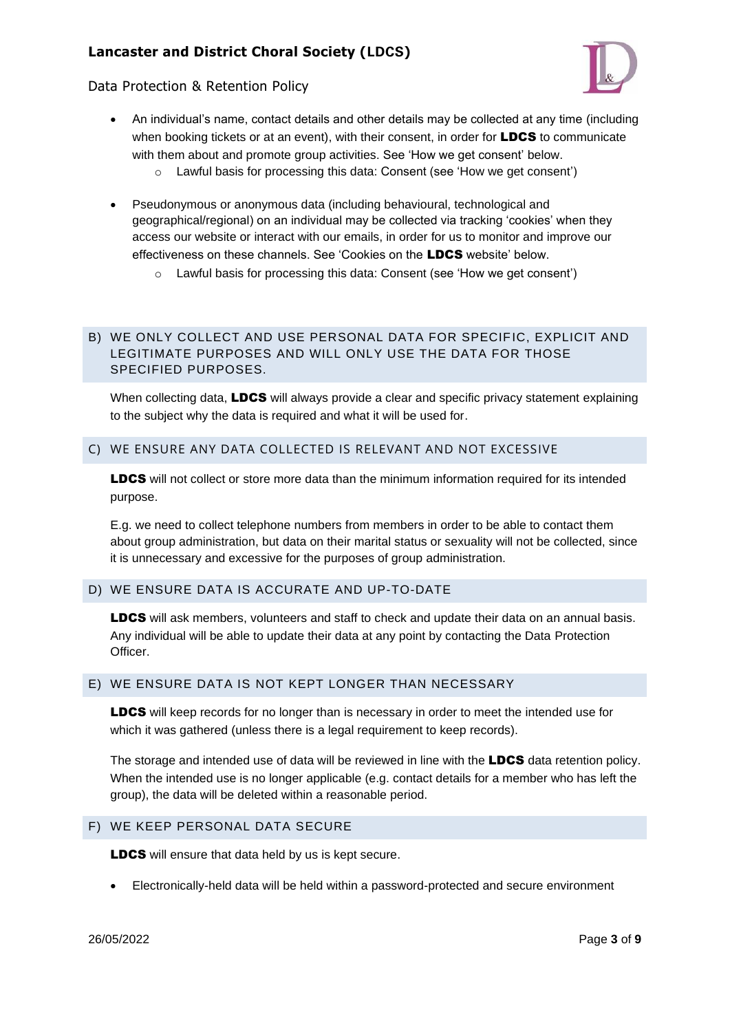- An individual's name, contact details and other details may be collected at any time (including when booking tickets or at an event), with their consent, in order for **LDCS** to communicate with them about and promote group activities. See 'How we get consent' below.
    - Lawful basis for processing this data: Consent (see 'How we get consent')

- Pseudonymous or anonymous data (including behavioural, technological and geographical/regional) on an individual may be collected via tracking 'cookies' when they access our website or interact with our emails, in order for us to monitor and improve our effectiveness on these channels. See 'Cookies on the **LDCS** website' below.
    - Lawful basis for processing this data: Consent (see 'How we get consent')

### B) WE ONLY COLLECT AND USE PERSONAL DATA FOR SPECIFIC, EXPLICIT AND LEGITIMATE PURPOSES AND WILL ONLY USE THE DATA FOR THOSE SPECIFIED PURPOSES.

When collecting data, **LDCS** will always provide a clear and specific privacy statement explaining to the subject why the data is required and what it will be used for.

### C) WE ENSURE ANY DATA COLLECTED IS RELEVANT AND NOT EXCESSIVE

**LDCS** will not collect or store more data than the minimum information required for its intended purpose.

E.g. we need to collect telephone numbers from members in order to be able to contact them about group administration, but data on their marital status or sexuality will not be collected, since it is unnecessary and excessive for the purposes of group administration.

### D) WE ENSURE DATA IS ACCURATE AND UP-TO-DATE

**LDCS** will ask members, volunteers and staff to check and update their data on an annual basis. Any individual will be able to update their data at any point by contacting the Data Protection Officer.

### E) WE ENSURE DATA IS NOT KEPT LONGER THAN NECESSARY

**LDCS** will keep records for no longer than is necessary in order to meet the intended use for which it was gathered (unless there is a legal requirement to keep records).

The storage and intended use of data will be reviewed in line with the **LDCS** data retention policy. When the intended use is no longer applicable (e.g. contact details for a member who has left the group), the data will be deleted within a reasonable period.

### F) WE KEEP PERSONAL DATA SECURE

**LDCS** will ensure that data held by us is kept secure.

- Electronically-held data will be held within a password-protected and secure environment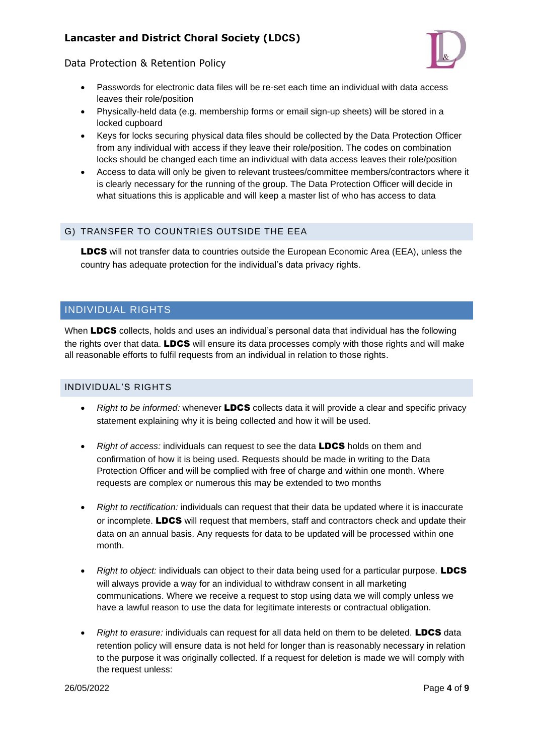- Passwords for electronic data files will be re-set each time an individual with data access leaves their role/position
- Physically-held data (e.g. membership forms or email sign-up sheets) will be stored in a locked cupboard
- Keys for locks securing physical data files should be collected by the Data Protection Officer from any individual with access if they leave their role/position. The codes on combination locks should be changed each time an individual with data access leaves their role/position
- Access to data will only be given to relevant trustees/committee members/contractors where it is clearly necessary for the running of the group. The Data Protection Officer will decide in what situations this is applicable and will keep a master list of who has access to data

### G) TRANSFER TO COUNTRIES OUTSIDE THE EEA

**LDCS** will not transfer data to countries outside the European Economic Area (EEA), unless the country has adequate protection for the individual's data privacy rights.

## INDIVIDUAL RIGHTS

When **LDCS** collects, holds and uses an individual's personal data that individual has the following the rights over that data. **LDCS** will ensure its data processes comply with those rights and will make all reasonable efforts to fulfil requests from an individual in relation to those rights.

### INDIVIDUAL'S RIGHTS

- *Right to be informed:* whenever **LDCS** collects data it will provide a clear and specific privacy statement explaining why it is being collected and how it will be used.

- *Right of access:* individuals can request to see the data **LDCS** holds on them and confirmation of how it is being used. Requests should be made in writing to the Data Protection Officer and will be complied with free of charge and within one month. Where requests are complex or numerous this may be extended to two months

- *Right to rectification:* individuals can request that their data be updated where it is inaccurate or incomplete. **LDCS** will request that members, staff and contractors check and update their data on an annual basis. Any requests for data to be updated will be processed within one month.

- *Right to object:* individuals can object to their data being used for a particular purpose. **LDCS** will always provide a way for an individual to withdraw consent in all marketing communications. Where we receive a request to stop using data we will comply unless we have a lawful reason to use the data for legitimate interests or contractual obligation.

- *Right to erasure:* individuals can request for all data held on them to be deleted. **LDCS** data retention policy will ensure data is not held for longer than is reasonably necessary in relation to the purpose it was originally collected. If a request for deletion is made we will comply with the request unless: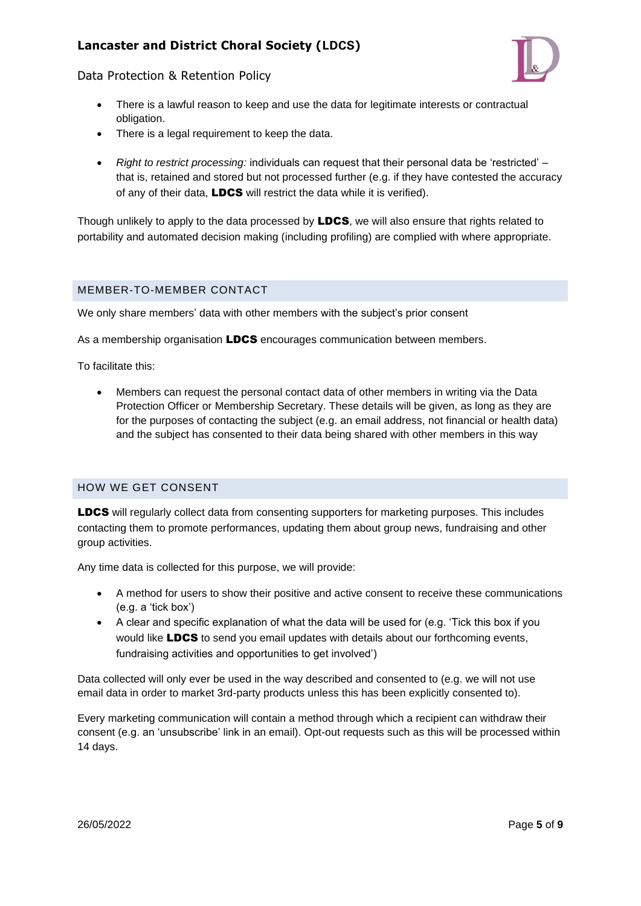- There is a lawful reason to keep and use the data for legitimate interests or contractual obligation.
- There is a legal requirement to keep the data.

- *Right to restrict processing:* individuals can request that their personal data be 'restricted' – that is, retained and stored but not processed further (e.g. if they have contested the accuracy of any of their data, **LDCS** will restrict the data while it is verified).

Though unlikely to apply to the data processed by **LDCS**, we will also ensure that rights related to portability and automated decision making (including profiling) are complied with where appropriate.

## MEMBER-TO-MEMBER CONTACT

We only share members' data with other members with the subject's prior consent

As a membership organisation **LDCS** encourages communication between members.

To facilitate this:

- Members can request the personal contact data of other members in writing via the Data Protection Officer or Membership Secretary. These details will be given, as long as they are for the purposes of contacting the subject (e.g. an email address, not financial or health data) and the subject has consented to their data being shared with other members in this way

## HOW WE GET CONSENT

**LDCS** will regularly collect data from consenting supporters for marketing purposes. This includes contacting them to promote performances, updating them about group news, fundraising and other group activities.

Any time data is collected for this purpose, we will provide:

- A method for users to show their positive and active consent to receive these communications (e.g. a 'tick box')
- A clear and specific explanation of what the data will be used for (e.g. 'Tick this box if you would like **LDCS** to send you email updates with details about our forthcoming events, fundraising activities and opportunities to get involved')

Data collected will only ever be used in the way described and consented to (e.g. we will not use email data in order to market 3rd-party products unless this has been explicitly consented to).

Every marketing communication will contain a method through which a recipient can withdraw their consent (e.g. an 'unsubscribe' link in an email). Opt-out requests such as this will be processed within 14 days.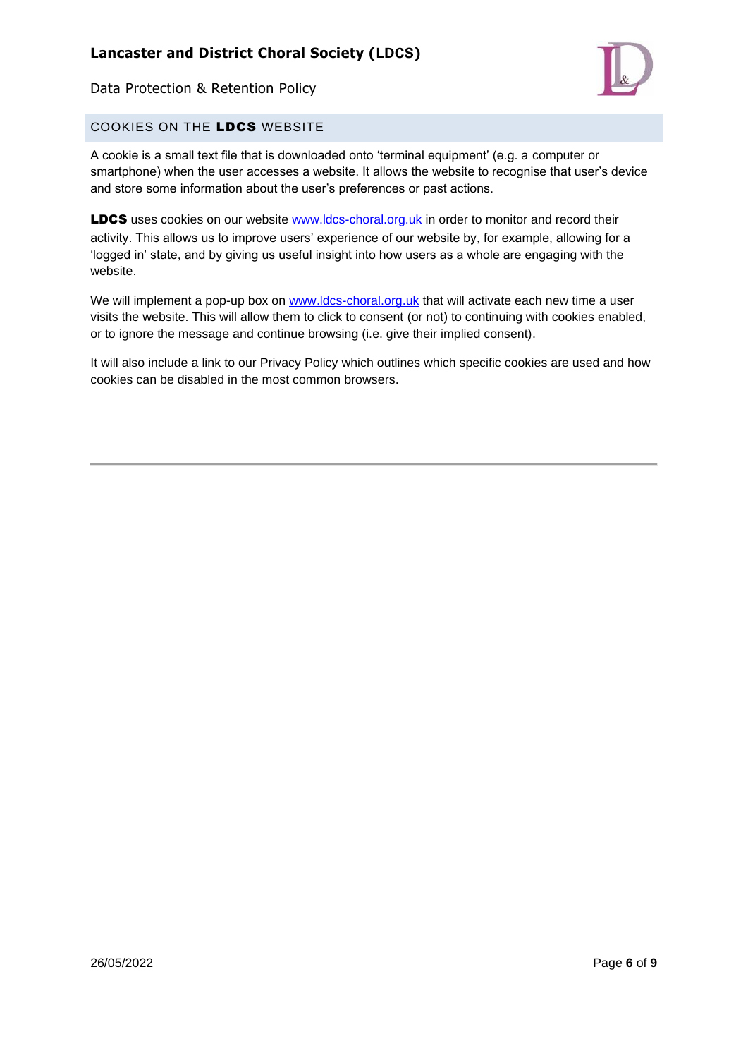## COOKIES ON THE **LDCS** WEBSITE

A cookie is a small text file that is downloaded onto 'terminal equipment' (e.g. a computer or smartphone) when the user accesses a website. It allows the website to recognise that user's device and store some information about the user's preferences or past actions.

**LDCS** uses cookies on our website www.ldcs-choral.org.uk in order to monitor and record their activity. This allows us to improve users' experience of our website by, for example, allowing for a 'logged in' state, and by giving us useful insight into how users as a whole are engaging with the website.

We will implement a pop-up box on www.ldcs-choral.org.uk that will activate each new time a user visits the website. This will allow them to click to consent (or not) to continuing with cookies enabled, or to ignore the message and continue browsing (i.e. give their implied consent).

It will also include a link to our Privacy Policy which outlines which specific cookies are used and how cookies can be disabled in the most common browsers.

---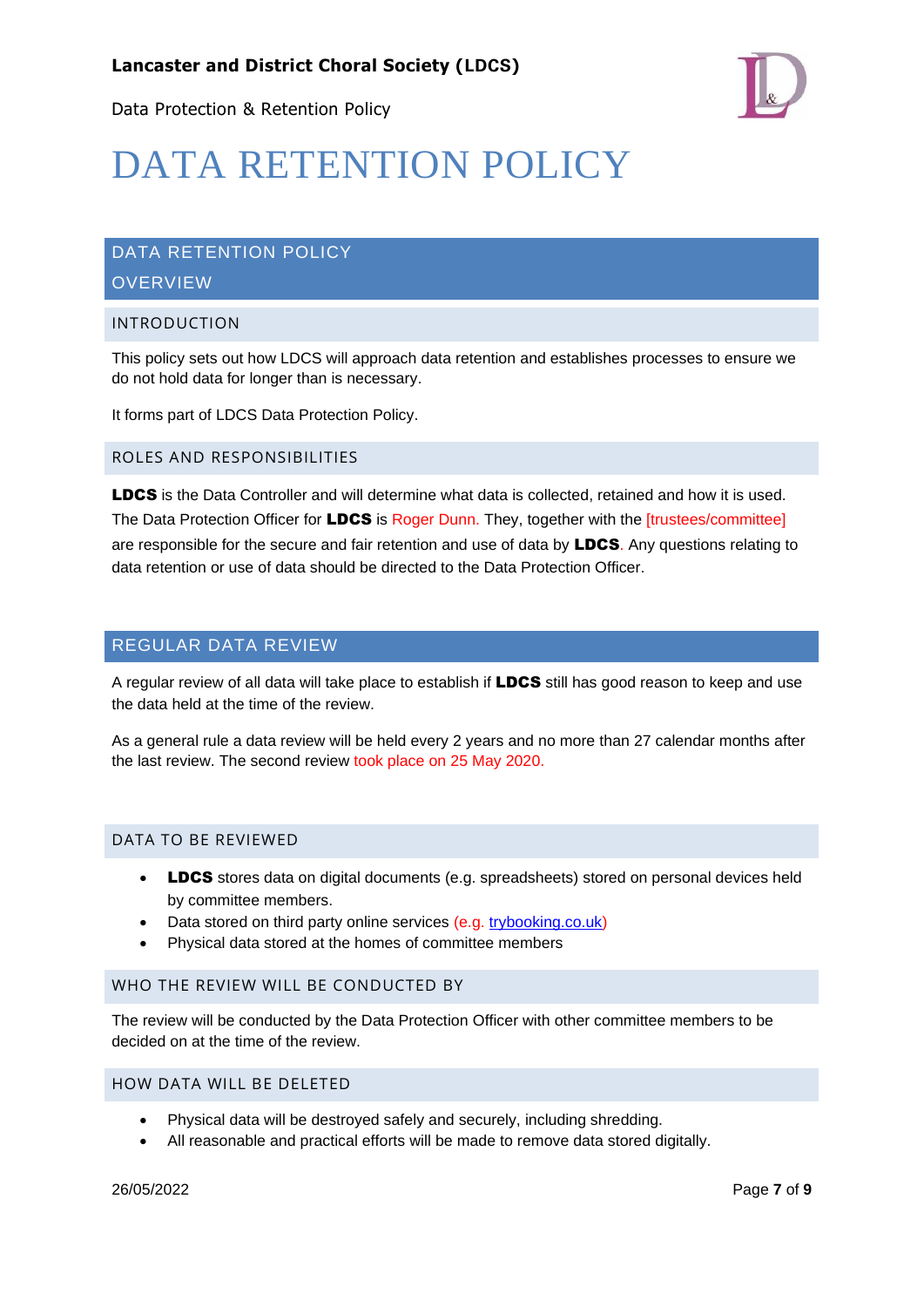# DATA RETENTION POLICY

## DATA RETENTION POLICY OVERVIEW

### INTRODUCTION

This policy sets out how LDCS will approach data retention and establishes processes to ensure we do not hold data for longer than is necessary.

It forms part of LDCS Data Protection Policy.

### ROLES AND RESPONSIBILITIES

**LDCS** is the Data Controller and will determine what data is collected, retained and how it is used. The Data Protection Officer for **LDCS** is Roger Dunn. They, together with the [trustees/committee] are responsible for the secure and fair retention and use of data by **LDCS**. Any questions relating to data retention or use of data should be directed to the Data Protection Officer.

## REGULAR DATA REVIEW

A regular review of all data will take place to establish if **LDCS** still has good reason to keep and use the data held at the time of the review.

As a general rule a data review will be held every 2 years and no more than 27 calendar months after the last review. The second review took place on 25 May 2020.

### DATA TO BE REVIEWED

- **LDCS** stores data on digital documents (e.g. spreadsheets) stored on personal devices held by committee members.
- Data stored on third party online services (e.g. trybooking.co.uk)
- Physical data stored at the homes of committee members

### WHO THE REVIEW WILL BE CONDUCTED BY

The review will be conducted by the Data Protection Officer with other committee members to be decided on at the time of the review.

### HOW DATA WILL BE DELETED

- Physical data will be destroyed safely and securely, including shredding.
- All reasonable and practical efforts will be made to remove data stored digitally.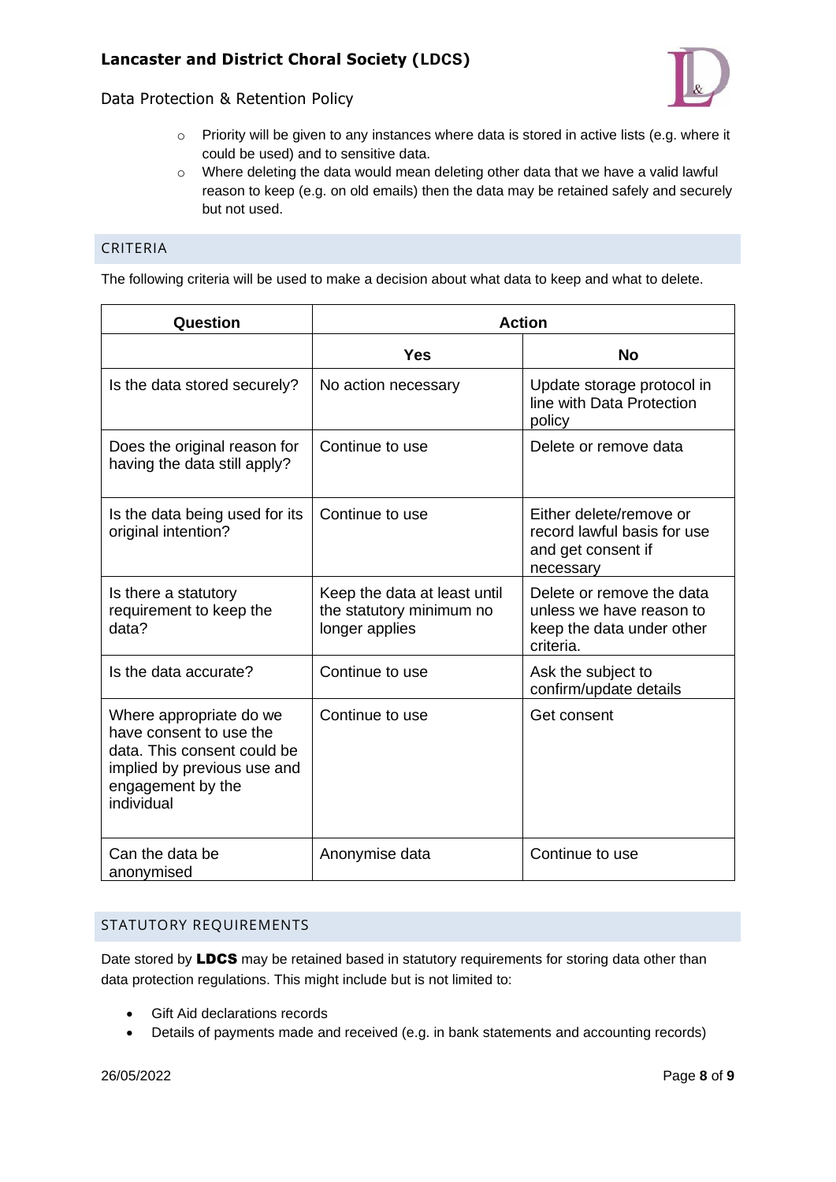- Priority will be given to any instances where data is stored in active lists (e.g. where it could be used) and to sensitive data.
  - Where deleting the data would mean deleting other data that we have a valid lawful reason to keep (e.g. on old emails) then the data may be retained safely and securely but not used.

## CRITERIA

The following criteria will be used to make a decision about what data to keep and what to delete.

| Question | Action | |
|---|---|---|
| | **Yes** | **No** |
| Is the data stored securely? | No action necessary | Update storage protocol in line with Data Protection policy |
| Does the original reason for having the data still apply? | Continue to use | Delete or remove data |
| Is the data being used for its original intention? | Continue to use | Either delete/remove or record lawful basis for use and get consent if necessary |
| Is there a statutory requirement to keep the data? | Keep the data at least until the statutory minimum no longer applies | Delete or remove the data unless we have reason to keep the data under other criteria. |
| Is the data accurate? | Continue to use | Ask the subject to confirm/update details |
| Where appropriate do we have consent to use the data. This consent could be implied by previous use and engagement by the individual | Continue to use | Get consent |
| Can the data be anonymised | Anonymise data | Continue to use |

## STATUTORY REQUIREMENTS

Date stored by **LDCS** may be retained based in statutory requirements for storing data other than data protection regulations. This might include but is not limited to:

- Gift Aid declarations records
- Details of payments made and received (e.g. in bank statements and accounting records)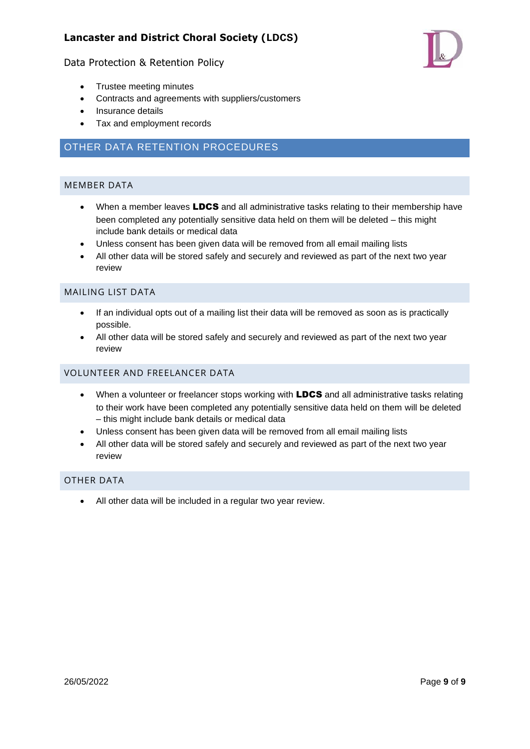- Trustee meeting minutes
- Contracts and agreements with suppliers/customers
- Insurance details
- Tax and employment records

## OTHER DATA RETENTION PROCEDURES

### MEMBER DATA

- When a member leaves **LDCS** and all administrative tasks relating to their membership have been completed any potentially sensitive data held on them will be deleted – this might include bank details or medical data
- Unless consent has been given data will be removed from all email mailing lists
- All other data will be stored safely and securely and reviewed as part of the next two year review

### MAILING LIST DATA

- If an individual opts out of a mailing list their data will be removed as soon as is practically possible.
- All other data will be stored safely and securely and reviewed as part of the next two year review

### VOLUNTEER AND FREELANCER DATA

- When a volunteer or freelancer stops working with **LDCS** and all administrative tasks relating to their work have been completed any potentially sensitive data held on them will be deleted – this might include bank details or medical data
- Unless consent has been given data will be removed from all email mailing lists
- All other data will be stored safely and securely and reviewed as part of the next two year review

### OTHER DATA

- All other data will be included in a regular two year review.